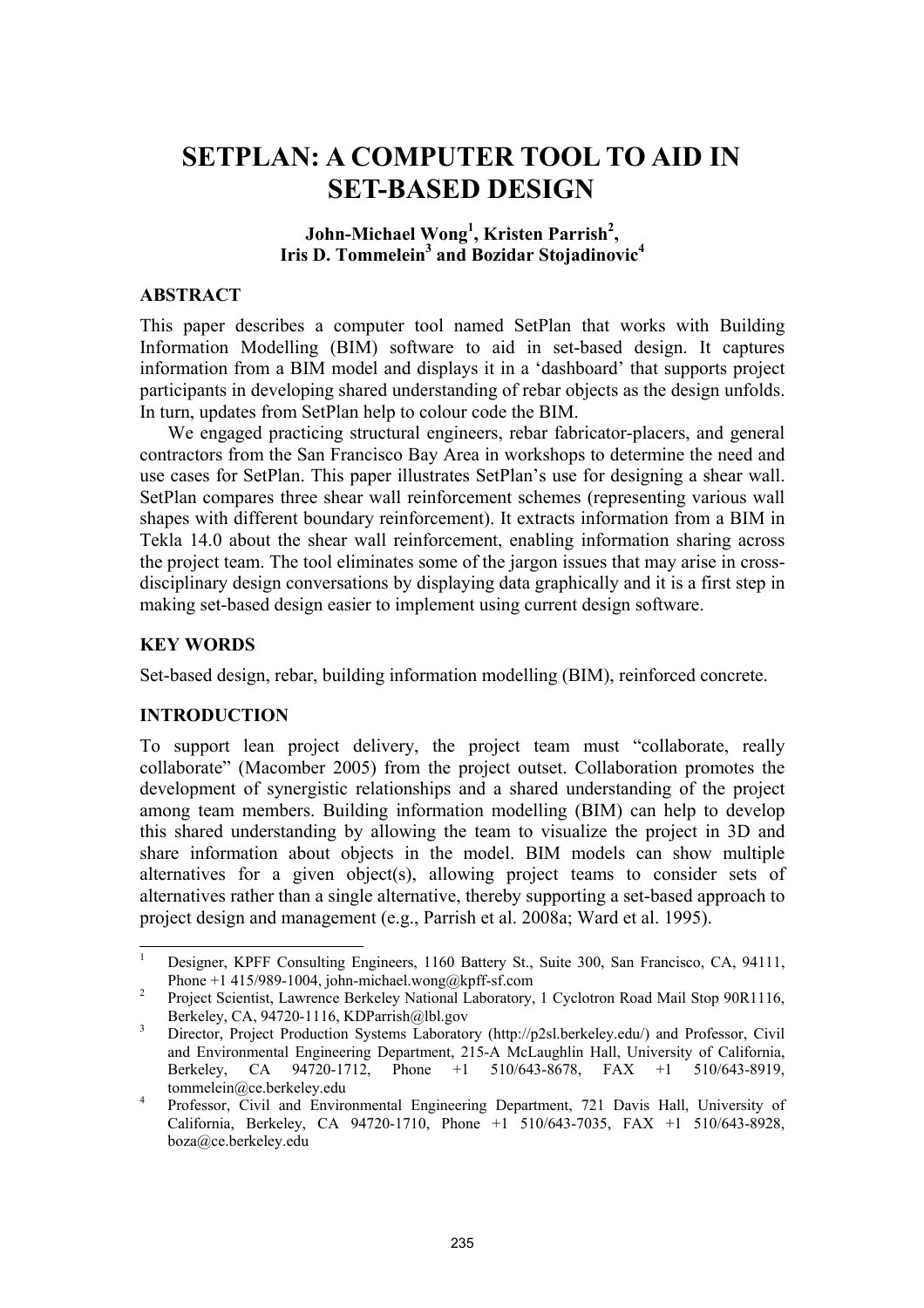# SETPLAN: A COMPUTER TOOL TO AID IN SET-BASED DESIGN

**John-Michael Wong[1], Kristen Parrish[2], Iris D. Tommelein[3] and Bozidar Stojadinovic[4]**

## ABSTRACT

This paper describes a computer tool named SetPlan that works with Building Information Modelling (BIM) software to aid in set-based design. It captures information from a BIM model and displays it in a 'dashboard' that supports project participants in developing shared understanding of rebar objects as the design unfolds. In turn, updates from SetPlan help to colour code the BIM.

We engaged practicing structural engineers, rebar fabricator-placers, and general contractors from the San Francisco Bay Area in workshops to determine the need and use cases for SetPlan. This paper illustrates SetPlan's use for designing a shear wall. SetPlan compares three shear wall reinforcement schemes (representing various wall shapes with different boundary reinforcement). It extracts information from a BIM in Tekla 14.0 about the shear wall reinforcement, enabling information sharing across the project team. The tool eliminates some of the jargon issues that may arise in cross-disciplinary design conversations by displaying data graphically and it is a first step in making set-based design easier to implement using current design software.

## KEY WORDS

Set-based design, rebar, building information modelling (BIM), reinforced concrete.

## INTRODUCTION

To support lean project delivery, the project team must "collaborate, really collaborate" (Macomber 2005) from the project outset. Collaboration promotes the development of synergistic relationships and a shared understanding of the project among team members. Building information modelling (BIM) can help to develop this shared understanding by allowing the team to visualize the project in 3D and share information about objects in the model. BIM models can show multiple alternatives for a given object(s), allowing project teams to consider sets of alternatives rather than a single alternative, thereby supporting a set-based approach to project design and management (e.g., Parrish et al. 2008a; Ward et al. 1995).

---

[1] Designer, KPFF Consulting Engineers, 1160 Battery St., Suite 300, San Francisco, CA, 94111, Phone +1 415/989-1004, john-michael.wong@kpff-sf.com

[2] Project Scientist, Lawrence Berkeley National Laboratory, 1 Cyclotron Road Mail Stop 90R1116, Berkeley, CA, 94720-1116, KDParrish@lbl.gov

[3] Director, Project Production Systems Laboratory (http://p2sl.berkeley.edu/) and Professor, Civil and Environmental Engineering Department, 215-A McLaughlin Hall, University of California, Berkeley, CA 94720-1712, Phone +1 510/643-8678, FAX +1 510/643-8919, tommelein@ce.berkeley.edu

[4] Professor, Civil and Environmental Engineering Department, 721 Davis Hall, University of California, Berkeley, CA 94720-1710, Phone +1 510/643-7035, FAX +1 510/643-8928, boza@ce.berkeley.edu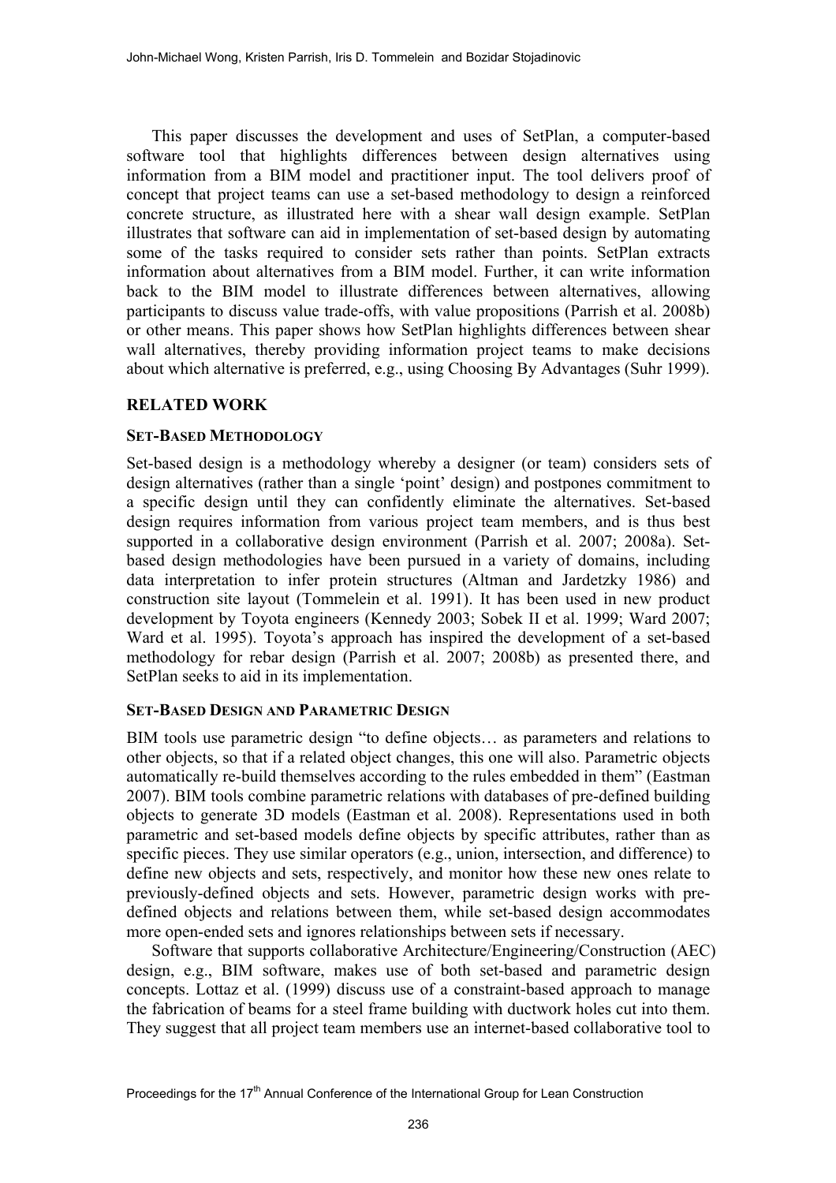This paper discusses the development and uses of SetPlan, a computer-based software tool that highlights differences between design alternatives using information from a BIM model and practitioner input. The tool delivers proof of concept that project teams can use a set-based methodology to design a reinforced concrete structure, as illustrated here with a shear wall design example. SetPlan illustrates that software can aid in implementation of set-based design by automating some of the tasks required to consider sets rather than points. SetPlan extracts information about alternatives from a BIM model. Further, it can write information back to the BIM model to illustrate differences between alternatives, allowing participants to discuss value trade-offs, with value propositions (Parrish et al. 2008b) or other means. This paper shows how SetPlan highlights differences between shear wall alternatives, thereby providing information project teams to make decisions about which alternative is preferred, e.g., using Choosing By Advantages (Suhr 1999).

## RELATED WORK

### SET-BASED METHODOLOGY

Set-based design is a methodology whereby a designer (or team) considers sets of design alternatives (rather than a single 'point' design) and postpones commitment to a specific design until they can confidently eliminate the alternatives. Set-based design requires information from various project team members, and is thus best supported in a collaborative design environment (Parrish et al. 2007; 2008a). Set-based design methodologies have been pursued in a variety of domains, including data interpretation to infer protein structures (Altman and Jardetzky 1986) and construction site layout (Tommelein et al. 1991). It has been used in new product development by Toyota engineers (Kennedy 2003; Sobek II et al. 1999; Ward 2007; Ward et al. 1995). Toyota's approach has inspired the development of a set-based methodology for rebar design (Parrish et al. 2007; 2008b) as presented there, and SetPlan seeks to aid in its implementation.

### SET-BASED DESIGN AND PARAMETRIC DESIGN

BIM tools use parametric design "to define objects… as parameters and relations to other objects, so that if a related object changes, this one will also. Parametric objects automatically re-build themselves according to the rules embedded in them" (Eastman 2007). BIM tools combine parametric relations with databases of pre-defined building objects to generate 3D models (Eastman et al. 2008). Representations used in both parametric and set-based models define objects by specific attributes, rather than as specific pieces. They use similar operators (e.g., union, intersection, and difference) to define new objects and sets, respectively, and monitor how these new ones relate to previously-defined objects and sets. However, parametric design works with pre-defined objects and relations between them, while set-based design accommodates more open-ended sets and ignores relationships between sets if necessary.

Software that supports collaborative Architecture/Engineering/Construction (AEC) design, e.g., BIM software, makes use of both set-based and parametric design concepts. Lottaz et al. (1999) discuss use of a constraint-based approach to manage the fabrication of beams for a steel frame building with ductwork holes cut into them. They suggest that all project team members use an internet-based collaborative tool to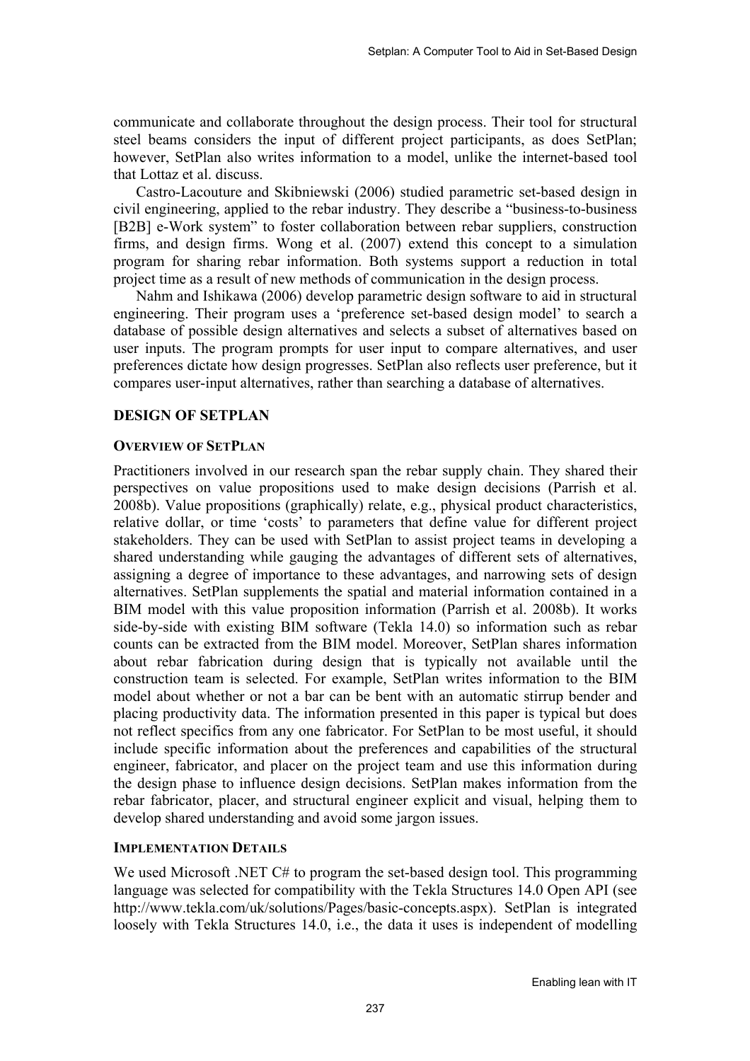communicate and collaborate throughout the design process. Their tool for structural steel beams considers the input of different project participants, as does SetPlan; however, SetPlan also writes information to a model, unlike the internet-based tool that Lottaz et al. discuss.

Castro-Lacouture and Skibniewski (2006) studied parametric set-based design in civil engineering, applied to the rebar industry. They describe a "business-to-business [B2B] e-Work system" to foster collaboration between rebar suppliers, construction firms, and design firms. Wong et al. (2007) extend this concept to a simulation program for sharing rebar information. Both systems support a reduction in total project time as a result of new methods of communication in the design process.

Nahm and Ishikawa (2006) develop parametric design software to aid in structural engineering. Their program uses a 'preference set-based design model' to search a database of possible design alternatives and selects a subset of alternatives based on user inputs. The program prompts for user input to compare alternatives, and user preferences dictate how design progresses. SetPlan also reflects user preference, but it compares user-input alternatives, rather than searching a database of alternatives.

## DESIGN OF SETPLAN

### OVERVIEW OF SETPLAN

Practitioners involved in our research span the rebar supply chain. They shared their perspectives on value propositions used to make design decisions (Parrish et al. 2008b). Value propositions (graphically) relate, e.g., physical product characteristics, relative dollar, or time 'costs' to parameters that define value for different project stakeholders. They can be used with SetPlan to assist project teams in developing a shared understanding while gauging the advantages of different sets of alternatives, assigning a degree of importance to these advantages, and narrowing sets of design alternatives. SetPlan supplements the spatial and material information contained in a BIM model with this value proposition information (Parrish et al. 2008b). It works side-by-side with existing BIM software (Tekla 14.0) so information such as rebar counts can be extracted from the BIM model. Moreover, SetPlan shares information about rebar fabrication during design that is typically not available until the construction team is selected. For example, SetPlan writes information to the BIM model about whether or not a bar can be bent with an automatic stirrup bender and placing productivity data. The information presented in this paper is typical but does not reflect specifics from any one fabricator. For SetPlan to be most useful, it should include specific information about the preferences and capabilities of the structural engineer, fabricator, and placer on the project team and use this information during the design phase to influence design decisions. SetPlan makes information from the rebar fabricator, placer, and structural engineer explicit and visual, helping them to develop shared understanding and avoid some jargon issues.

### IMPLEMENTATION DETAILS

We used Microsoft .NET C# to program the set-based design tool. This programming language was selected for compatibility with the Tekla Structures 14.0 Open API (see http://www.tekla.com/uk/solutions/Pages/basic-concepts.aspx). SetPlan is integrated loosely with Tekla Structures 14.0, i.e., the data it uses is independent of modelling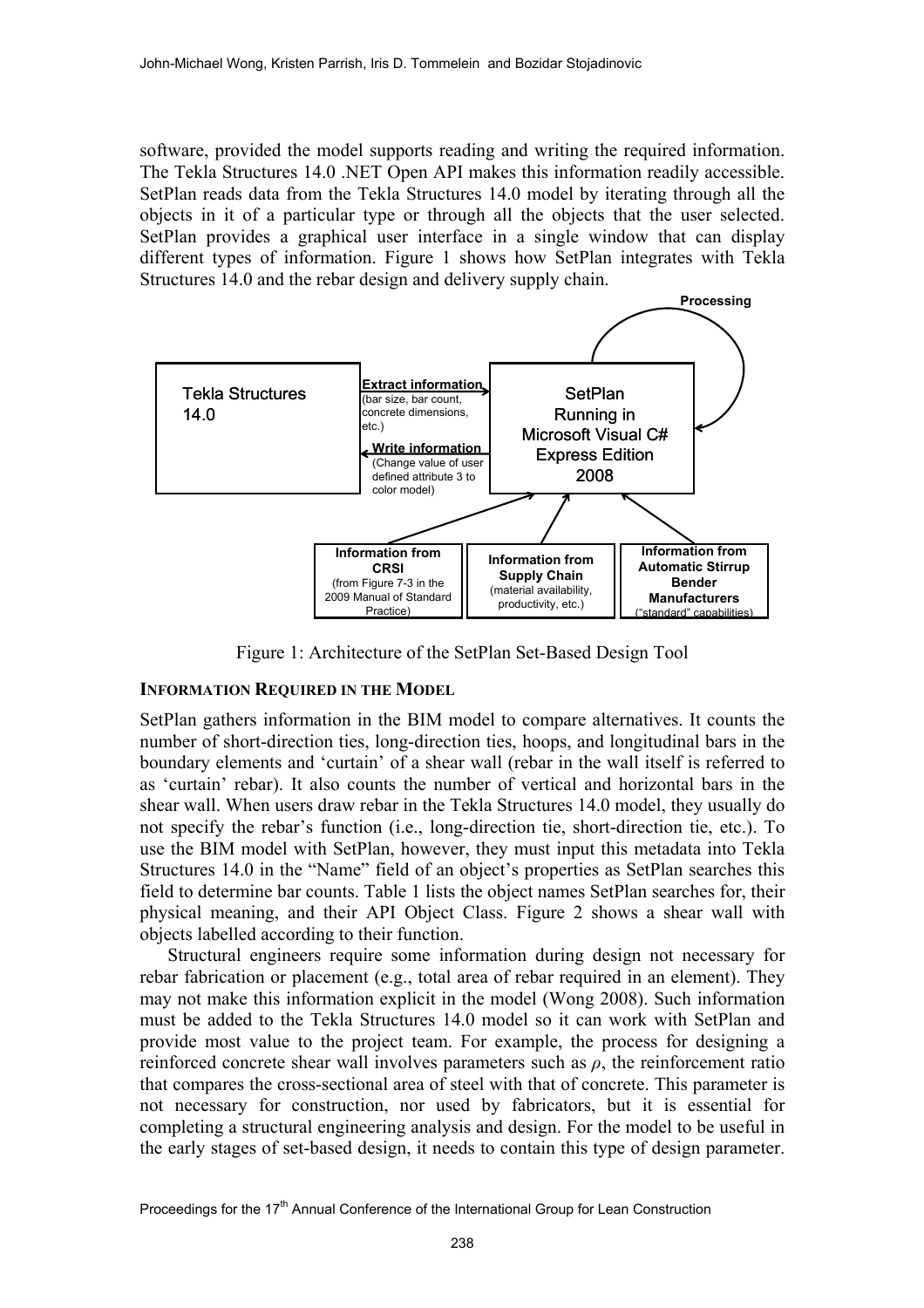software, provided the model supports reading and writing the required information. The Tekla Structures 14.0 .NET Open API makes this information readily accessible. SetPlan reads data from the Tekla Structures 14.0 model by iterating through all the objects in it of a particular type or through all the objects that the user selected. SetPlan provides a graphical user interface in a single window that can display different types of information. Figure 1 shows how SetPlan integrates with Tekla Structures 14.0 and the rebar design and delivery supply chain.

Processing

Tekla Structures 14.0

**Extract information** (bar size, bar count, concrete dimensions, etc.)

**Write information** (Change value of user defined attribute 3 to color model)

SetPlan Running in Microsoft Visual C# Express Edition 2008

**Information from CRSI** (from Figure 7-3 in the 2009 Manual of Standard Practice)

**Information from Supply Chain** (material availability, productivity, etc.)

**Information from Automatic Stirrup Bender Manufacturers** ("standard" capabilities)

Figure 1: Architecture of the SetPlan Set-Based Design Tool

## INFORMATION REQUIRED IN THE MODEL

SetPlan gathers information in the BIM model to compare alternatives. It counts the number of short-direction ties, long-direction ties, hoops, and longitudinal bars in the boundary elements and 'curtain' of a shear wall (rebar in the wall itself is referred to as 'curtain' rebar). It also counts the number of vertical and horizontal bars in the shear wall. When users draw rebar in the Tekla Structures 14.0 model, they usually do not specify the rebar's function (i.e., long-direction tie, short-direction tie, etc.). To use the BIM model with SetPlan, however, they must input this metadata into Tekla Structures 14.0 in the "Name" field of an object's properties as SetPlan searches this field to determine bar counts. Table 1 lists the object names SetPlan searches for, their physical meaning, and their API Object Class. Figure 2 shows a shear wall with objects labelled according to their function.

Structural engineers require some information during design not necessary for rebar fabrication or placement (e.g., total area of rebar required in an element). They may not make this information explicit in the model (Wong 2008). Such information must be added to the Tekla Structures 14.0 model so it can work with SetPlan and provide most value to the project team. For example, the process for designing a reinforced concrete shear wall involves parameters such as $\rho$, the reinforcement ratio that compares the cross-sectional area of steel with that of concrete. This parameter is not necessary for construction, nor used by fabricators, but it is essential for completing a structural engineering analysis and design. For the model to be useful in the early stages of set-based design, it needs to contain this type of design parameter.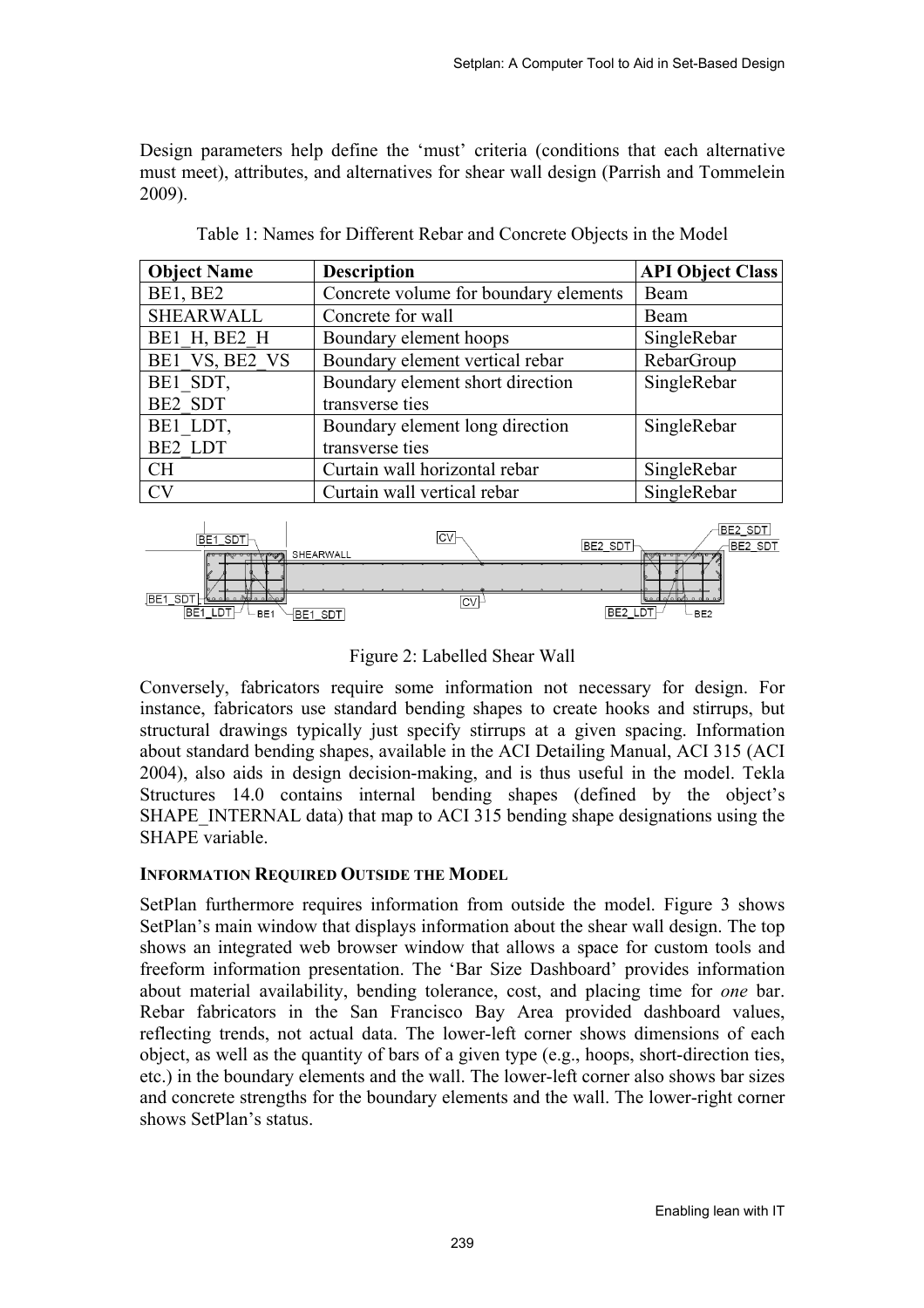Design parameters help define the 'must' criteria (conditions that each alternative must meet), attributes, and alternatives for shear wall design (Parrish and Tommelein 2009).

Table 1: Names for Different Rebar and Concrete Objects in the Model

| Object Name | Description | API Object Class |
|---|---|---|
| BE1, BE2 | Concrete volume for boundary elements | Beam |
| SHEARWALL | Concrete for wall | Beam |
| BE1_H, BE2_H | Boundary element hoops | SingleRebar |
| BE1_VS, BE2_VS | Boundary element vertical rebar | RebarGroup |
| BE1_SDT, BE2_SDT | Boundary element short direction transverse ties | SingleRebar |
| BE1_LDT, BE2_LDT | Boundary element long direction transverse ties | SingleRebar |
| CH | Curtain wall horizontal rebar | SingleRebar |
| CV | Curtain wall vertical rebar | SingleRebar |

Figure 2: Labelled Shear Wall

Conversely, fabricators require some information not necessary for design. For instance, fabricators use standard bending shapes to create hooks and stirrups, but structural drawings typically just specify stirrups at a given spacing. Information about standard bending shapes, available in the ACI Detailing Manual, ACI 315 (ACI 2004), also aids in design decision-making, and is thus useful in the model. Tekla Structures 14.0 contains internal bending shapes (defined by the object's SHAPE_INTERNAL data) that map to ACI 315 bending shape designations using the SHAPE variable.

### INFORMATION REQUIRED OUTSIDE THE MODEL

SetPlan furthermore requires information from outside the model. Figure 3 shows SetPlan's main window that displays information about the shear wall design. The top shows an integrated web browser window that allows a space for custom tools and freeform information presentation. The 'Bar Size Dashboard' provides information about material availability, bending tolerance, cost, and placing time for *one* bar. Rebar fabricators in the San Francisco Bay Area provided dashboard values, reflecting trends, not actual data. The lower-left corner shows dimensions of each object, as well as the quantity of bars of a given type (e.g., hoops, short-direction ties, etc.) in the boundary elements and the wall. The lower-left corner also shows bar sizes and concrete strengths for the boundary elements and the wall. The lower-right corner shows SetPlan's status.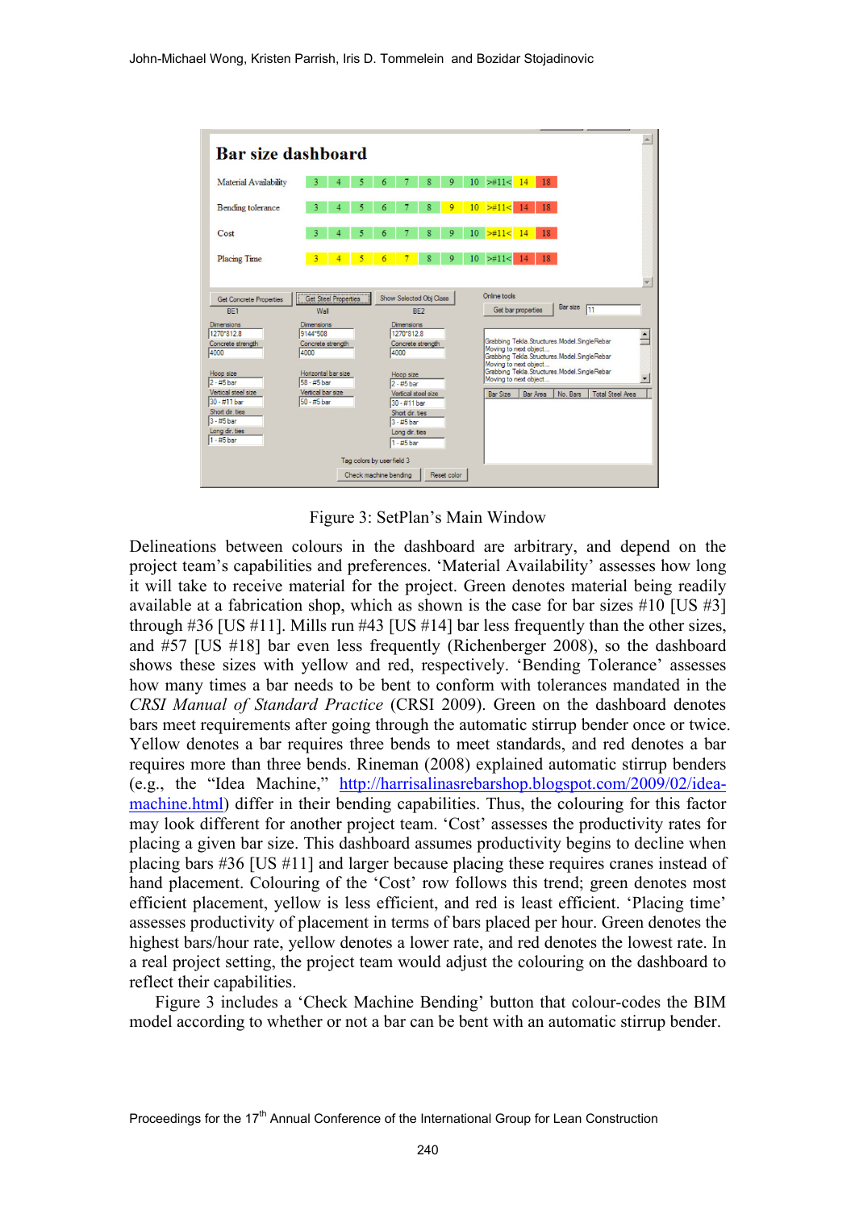Figure 3: SetPlan's Main Window

Delineations between colours in the dashboard are arbitrary, and depend on the project team's capabilities and preferences. 'Material Availability' assesses how long it will take to receive material for the project. Green denotes material being readily available at a fabrication shop, which as shown is the case for bar sizes #10 [US #3] through #36 [US #11]. Mills run #43 [US #14] bar less frequently than the other sizes, and #57 [US #18] bar even less frequently (Richenberger 2008), so the dashboard shows these sizes with yellow and red, respectively. 'Bending Tolerance' assesses how many times a bar needs to be bent to conform with tolerances mandated in the *CRSI Manual of Standard Practice* (CRSI 2009). Green on the dashboard denotes bars meet requirements after going through the automatic stirrup bender once or twice. Yellow denotes a bar requires three bends to meet standards, and red denotes a bar requires more than three bends. Rineman (2008) explained automatic stirrup benders (e.g., the "Idea Machine," http://harrisalinasrebarshop.blogspot.com/2009/02/idea-machine.html) differ in their bending capabilities. Thus, the colouring for this factor may look different for another project team. 'Cost' assesses the productivity rates for placing a given bar size. This dashboard assumes productivity begins to decline when placing bars #36 [US #11] and larger because placing these requires cranes instead of hand placement. Colouring of the 'Cost' row follows this trend; green denotes most efficient placement, yellow is less efficient, and red is least efficient. 'Placing time' assesses productivity of placement in terms of bars placed per hour. Green denotes the highest bars/hour rate, yellow denotes a lower rate, and red denotes the lowest rate. In a real project setting, the project team would adjust the colouring on the dashboard to reflect their capabilities.

Figure 3 includes a 'Check Machine Bending' button that colour-codes the BIM model according to whether or not a bar can be bent with an automatic stirrup bender.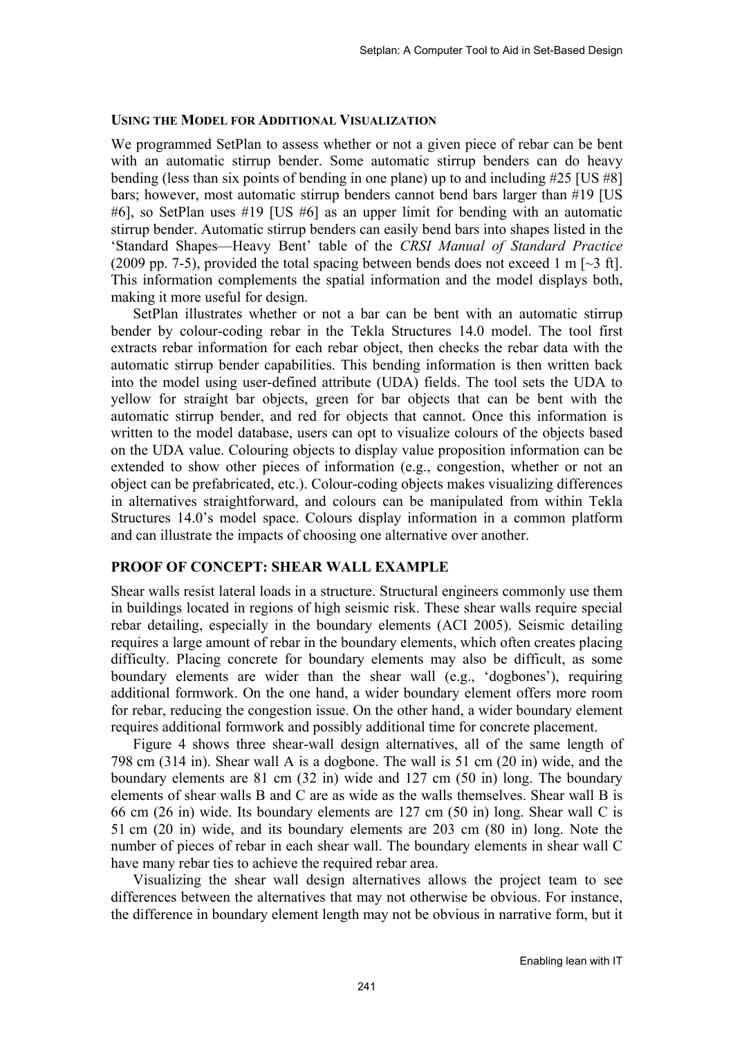#### USING THE MODEL FOR ADDITIONAL VISUALIZATION

We programmed SetPlan to assess whether or not a given piece of rebar can be bent with an automatic stirrup bender. Some automatic stirrup benders can do heavy bending (less than six points of bending in one plane) up to and including #25 [US #8] bars; however, most automatic stirrup benders cannot bend bars larger than #19 [US #6], so SetPlan uses #19 [US #6] as an upper limit for bending with an automatic stirrup bender. Automatic stirrup benders can easily bend bars into shapes listed in the 'Standard Shapes—Heavy Bent' table of the *CRSI Manual of Standard Practice* (2009 pp. 7-5), provided the total spacing between bends does not exceed 1 m [~3 ft]. This information complements the spatial information and the model displays both, making it more useful for design.

SetPlan illustrates whether or not a bar can be bent with an automatic stirrup bender by colour-coding rebar in the Tekla Structures 14.0 model. The tool first extracts rebar information for each rebar object, then checks the rebar data with the automatic stirrup bender capabilities. This bending information is then written back into the model using user-defined attribute (UDA) fields. The tool sets the UDA to yellow for straight bar objects, green for bar objects that can be bent with the automatic stirrup bender, and red for objects that cannot. Once this information is written to the model database, users can opt to visualize colours of the objects based on the UDA value. Colouring objects to display value proposition information can be extended to show other pieces of information (e.g., congestion, whether or not an object can be prefabricated, etc.). Colour-coding objects makes visualizing differences in alternatives straightforward, and colours can be manipulated from within Tekla Structures 14.0's model space. Colours display information in a common platform and can illustrate the impacts of choosing one alternative over another.

### PROOF OF CONCEPT: SHEAR WALL EXAMPLE

Shear walls resist lateral loads in a structure. Structural engineers commonly use them in buildings located in regions of high seismic risk. These shear walls require special rebar detailing, especially in the boundary elements (ACI 2005). Seismic detailing requires a large amount of rebar in the boundary elements, which often creates placing difficulty. Placing concrete for boundary elements may also be difficult, as some boundary elements are wider than the shear wall (e.g., 'dogbones'), requiring additional formwork. On the one hand, a wider boundary element offers more room for rebar, reducing the congestion issue. On the other hand, a wider boundary element requires additional formwork and possibly additional time for concrete placement.

Figure 4 shows three shear-wall design alternatives, all of the same length of 798 cm (314 in). Shear wall A is a dogbone. The wall is 51 cm (20 in) wide, and the boundary elements are 81 cm (32 in) wide and 127 cm (50 in) long. The boundary elements of shear walls B and C are as wide as the walls themselves. Shear wall B is 66 cm (26 in) wide. Its boundary elements are 127 cm (50 in) long. Shear wall C is 51 cm (20 in) wide, and its boundary elements are 203 cm (80 in) long. Note the number of pieces of rebar in each shear wall. The boundary elements in shear wall C have many rebar ties to achieve the required rebar area.

Visualizing the shear wall design alternatives allows the project team to see differences between the alternatives that may not otherwise be obvious. For instance, the difference in boundary element length may not be obvious in narrative form, but it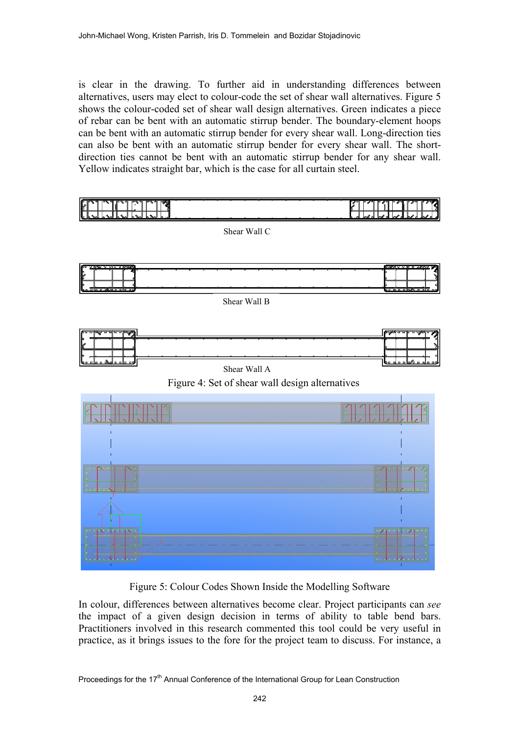is clear in the drawing. To further aid in understanding differences between alternatives, users may elect to colour-code the set of shear wall alternatives. Figure 5 shows the colour-coded set of shear wall design alternatives. Green indicates a piece of rebar can be bent with an automatic stirrup bender. The boundary-element hoops can be bent with an automatic stirrup bender for every shear wall. Long-direction ties can also be bent with an automatic stirrup bender for every shear wall. The short-direction ties cannot be bent with an automatic stirrup bender for any shear wall. Yellow indicates straight bar, which is the case for all curtain steel.

Shear Wall C

Shear Wall B

Shear Wall A

Figure 4: Set of shear wall design alternatives

Figure 5: Colour Codes Shown Inside the Modelling Software

In colour, differences between alternatives become clear. Project participants can *see* the impact of a given design decision in terms of ability to table bend bars. Practitioners involved in this research commented this tool could be very useful in practice, as it brings issues to the fore for the project team to discuss. For instance, a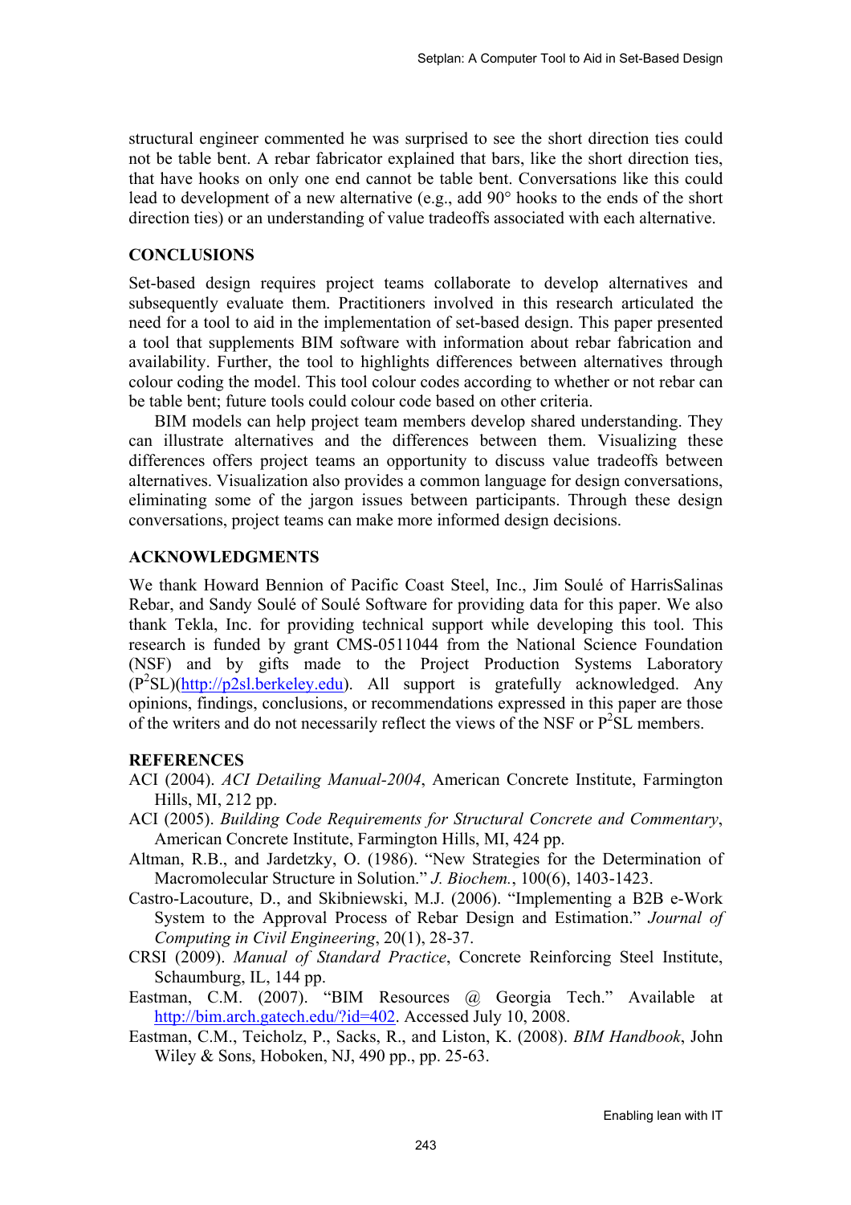structural engineer commented he was surprised to see the short direction ties could not be table bent. A rebar fabricator explained that bars, like the short direction ties, that have hooks on only one end cannot be table bent. Conversations like this could lead to development of a new alternative (e.g., add 90° hooks to the ends of the short direction ties) or an understanding of value tradeoffs associated with each alternative.

## CONCLUSIONS

Set-based design requires project teams collaborate to develop alternatives and subsequently evaluate them. Practitioners involved in this research articulated the need for a tool to aid in the implementation of set-based design. This paper presented a tool that supplements BIM software with information about rebar fabrication and availability. Further, the tool to highlights differences between alternatives through colour coding the model. This tool colour codes according to whether or not rebar can be table bent; future tools could colour code based on other criteria.

BIM models can help project team members develop shared understanding. They can illustrate alternatives and the differences between them. Visualizing these differences offers project teams an opportunity to discuss value tradeoffs between alternatives. Visualization also provides a common language for design conversations, eliminating some of the jargon issues between participants. Through these design conversations, project teams can make more informed design decisions.

## ACKNOWLEDGMENTS

We thank Howard Bennion of Pacific Coast Steel, Inc., Jim Soulé of HarrisSalinas Rebar, and Sandy Soulé of Soulé Software for providing data for this paper. We also thank Tekla, Inc. for providing technical support while developing this tool. This research is funded by grant CMS-0511044 from the National Science Foundation (NSF) and by gifts made to the Project Production Systems Laboratory ($P^2$SL)(http://p2sl.berkeley.edu). All support is gratefully acknowledged. Any opinions, findings, conclusions, or recommendations expressed in this paper are those of the writers and do not necessarily reflect the views of the NSF or $P^2$SL members.

## REFERENCES

ACI (2004). *ACI Detailing Manual-2004*, American Concrete Institute, Farmington Hills, MI, 212 pp.

ACI (2005). *Building Code Requirements for Structural Concrete and Commentary*, American Concrete Institute, Farmington Hills, MI, 424 pp.

Altman, R.B., and Jardetzky, O. (1986). "New Strategies for the Determination of Macromolecular Structure in Solution." *J. Biochem.*, 100(6), 1403-1423.

Castro-Lacouture, D., and Skibniewski, M.J. (2006). "Implementing a B2B e-Work System to the Approval Process of Rebar Design and Estimation." *Journal of Computing in Civil Engineering*, 20(1), 28-37.

CRSI (2009). *Manual of Standard Practice*, Concrete Reinforcing Steel Institute, Schaumburg, IL, 144 pp.

Eastman, C.M. (2007). "BIM Resources @ Georgia Tech." Available at http://bim.arch.gatech.edu/?id=402. Accessed July 10, 2008.

Eastman, C.M., Teicholz, P., Sacks, R., and Liston, K. (2008). *BIM Handbook*, John Wiley & Sons, Hoboken, NJ, 490 pp., pp. 25-63.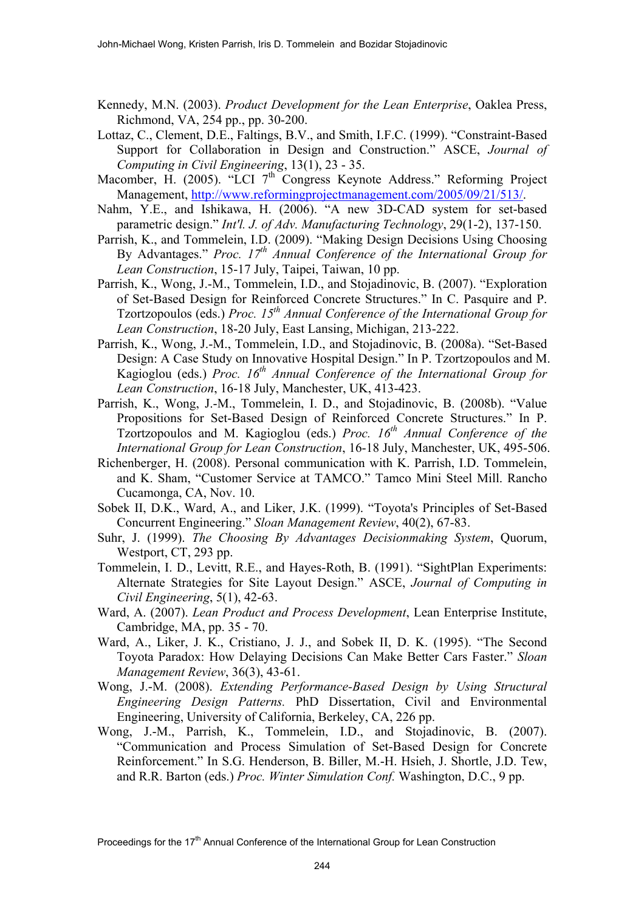Kennedy, M.N. (2003). *Product Development for the Lean Enterprise*, Oaklea Press, Richmond, VA, 254 pp., pp. 30-200.

Lottaz, C., Clement, D.E., Faltings, B.V., and Smith, I.F.C. (1999). "Constraint-Based Support for Collaboration in Design and Construction." ASCE, *Journal of Computing in Civil Engineering*, 13(1), 23 - 35.

Macomber, H. (2005). "LCI 7th Congress Keynote Address." Reforming Project Management, http://www.reformingprojectmanagement.com/2005/09/21/513/.

Nahm, Y.E., and Ishikawa, H. (2006). "A new 3D-CAD system for set-based parametric design." *Int'l. J. of Adv. Manufacturing Technology*, 29(1-2), 137-150.

Parrish, K., and Tommelein, I.D. (2009). "Making Design Decisions Using Choosing By Advantages." *Proc. 17th Annual Conference of the International Group for Lean Construction*, 15-17 July, Taipei, Taiwan, 10 pp.

Parrish, K., Wong, J.-M., Tommelein, I.D., and Stojadinovic, B. (2007). "Exploration of Set-Based Design for Reinforced Concrete Structures." In C. Pasquire and P. Tzortzopoulos (eds.) *Proc. 15th Annual Conference of the International Group for Lean Construction*, 18-20 July, East Lansing, Michigan, 213-222.

Parrish, K., Wong, J.-M., Tommelein, I.D., and Stojadinovic, B. (2008a). "Set-Based Design: A Case Study on Innovative Hospital Design." In P. Tzortzopoulos and M. Kagioglou (eds.) *Proc. 16th Annual Conference of the International Group for Lean Construction*, 16-18 July, Manchester, UK, 413-423.

Parrish, K., Wong, J.-M., Tommelein, I. D., and Stojadinovic, B. (2008b). "Value Propositions for Set-Based Design of Reinforced Concrete Structures." In P. Tzortzopoulos and M. Kagioglou (eds.) *Proc. 16th Annual Conference of the International Group for Lean Construction*, 16-18 July, Manchester, UK, 495-506.

Richenberger, H. (2008). Personal communication with K. Parrish, I.D. Tommelein, and K. Sham, "Customer Service at TAMCO." Tamco Mini Steel Mill. Rancho Cucamonga, CA, Nov. 10.

Sobek II, D.K., Ward, A., and Liker, J.K. (1999). "Toyota's Principles of Set-Based Concurrent Engineering." *Sloan Management Review*, 40(2), 67-83.

Suhr, J. (1999). *The Choosing By Advantages Decisionmaking System*, Quorum, Westport, CT, 293 pp.

Tommelein, I. D., Levitt, R.E., and Hayes-Roth, B. (1991). "SightPlan Experiments: Alternate Strategies for Site Layout Design." ASCE, *Journal of Computing in Civil Engineering*, 5(1), 42-63.

Ward, A. (2007). *Lean Product and Process Development*, Lean Enterprise Institute, Cambridge, MA, pp. 35 - 70.

Ward, A., Liker, J. K., Cristiano, J. J., and Sobek II, D. K. (1995). "The Second Toyota Paradox: How Delaying Decisions Can Make Better Cars Faster." *Sloan Management Review*, 36(3), 43-61.

Wong, J.-M. (2008). *Extending Performance-Based Design by Using Structural Engineering Design Patterns.* PhD Dissertation, Civil and Environmental Engineering, University of California, Berkeley, CA, 226 pp.

Wong, J.-M., Parrish, K., Tommelein, I.D., and Stojadinovic, B. (2007). "Communication and Process Simulation of Set-Based Design for Concrete Reinforcement." In S.G. Henderson, B. Biller, M.-H. Hsieh, J. Shortle, J.D. Tew, and R.R. Barton (eds.) *Proc. Winter Simulation Conf.* Washington, D.C., 9 pp.